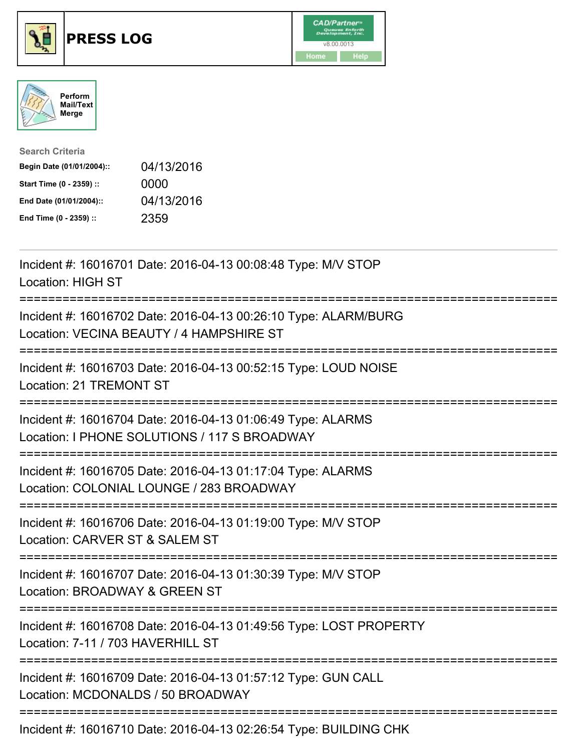# PRESS LOG

Perform Mail/Text Merge

**Search Criteria**

| | |
|---|---|
| **Begin Date (01/01/2004)::** | 04/13/2016 |
| **Start Time (0 - 2359) ::** | 0000 |
| **End Date (01/01/2004)::** | 04/13/2016 |
| **End Time (0 - 2359) ::** | 2359 |

---

Incident #: 16016701 Date: 2016-04-13 00:08:48 Type: M/V STOP
Location: HIGH ST

===========================================================================

Incident #: 16016702 Date: 2016-04-13 00:26:10 Type: ALARM/BURG
Location: VECINA BEAUTY / 4 HAMPSHIRE ST

===========================================================================

Incident #: 16016703 Date: 2016-04-13 00:52:15 Type: LOUD NOISE
Location: 21 TREMONT ST

===========================================================================

Incident #: 16016704 Date: 2016-04-13 01:06:49 Type: ALARMS
Location: I PHONE SOLUTIONS / 117 S BROADWAY

===========================================================================

Incident #: 16016705 Date: 2016-04-13 01:17:04 Type: ALARMS
Location: COLONIAL LOUNGE / 283 BROADWAY

===========================================================================

Incident #: 16016706 Date: 2016-04-13 01:19:00 Type: M/V STOP
Location: CARVER ST & SALEM ST

===========================================================================

Incident #: 16016707 Date: 2016-04-13 01:30:39 Type: M/V STOP
Location: BROADWAY & GREEN ST

===========================================================================

Incident #: 16016708 Date: 2016-04-13 01:49:56 Type: LOST PROPERTY
Location: 7-11 / 703 HAVERHILL ST

===========================================================================

Incident #: 16016709 Date: 2016-04-13 01:57:12 Type: GUN CALL
Location: MCDONALDS / 50 BROADWAY

===========================================================================

Incident #: 16016710 Date: 2016-04-13 02:26:54 Type: BUILDING CHK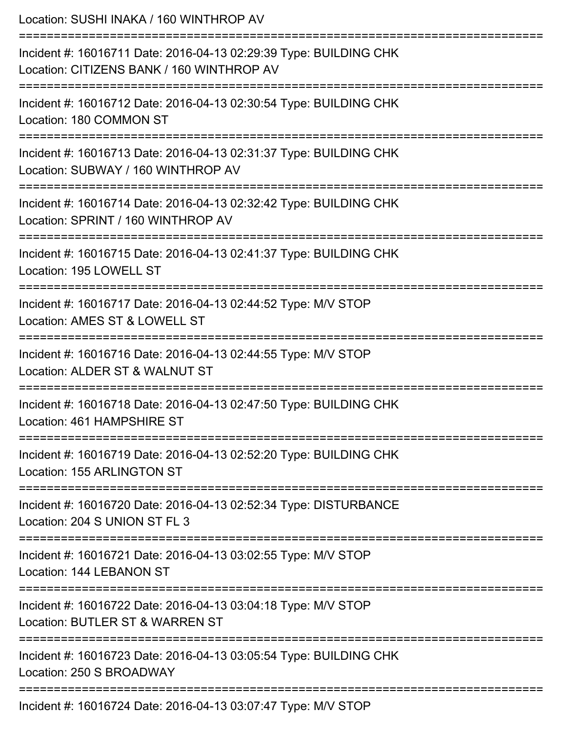Location: SUSHI INAKA / 160 WINTHROP AV

===========================================================================

Incident #: 16016711 Date: 2016-04-13 02:29:39 Type: BUILDING CHK

Location: CITIZENS BANK / 160 WINTHROP AV

===========================================================================

Incident #: 16016712 Date: 2016-04-13 02:30:54 Type: BUILDING CHK

Location: 180 COMMON ST

===========================================================================

Incident #: 16016713 Date: 2016-04-13 02:31:37 Type: BUILDING CHK

Location: SUBWAY / 160 WINTHROP AV

===========================================================================

Incident #: 16016714 Date: 2016-04-13 02:32:42 Type: BUILDING CHK

Location: SPRINT / 160 WINTHROP AV

===========================================================================

Incident #: 16016715 Date: 2016-04-13 02:41:37 Type: BUILDING CHK

Location: 195 LOWELL ST

===========================================================================

Incident #: 16016717 Date: 2016-04-13 02:44:52 Type: M/V STOP

Location: AMES ST & LOWELL ST

===========================================================================

Incident #: 16016716 Date: 2016-04-13 02:44:55 Type: M/V STOP

Location: ALDER ST & WALNUT ST

===========================================================================

Incident #: 16016718 Date: 2016-04-13 02:47:50 Type: BUILDING CHK

Location: 461 HAMPSHIRE ST

===========================================================================

Incident #: 16016719 Date: 2016-04-13 02:52:20 Type: BUILDING CHK

Location: 155 ARLINGTON ST

===========================================================================

Incident #: 16016720 Date: 2016-04-13 02:52:34 Type: DISTURBANCE

Location: 204 S UNION ST FL 3

===========================================================================

Incident #: 16016721 Date: 2016-04-13 03:02:55 Type: M/V STOP

Location: 144 LEBANON ST

===========================================================================

Incident #: 16016722 Date: 2016-04-13 03:04:18 Type: M/V STOP

Location: BUTLER ST & WARREN ST

===========================================================================

Incident #: 16016723 Date: 2016-04-13 03:05:54 Type: BUILDING CHK

Location: 250 S BROADWAY

===========================================================================

Incident #: 16016724 Date: 2016-04-13 03:07:47 Type: M/V STOP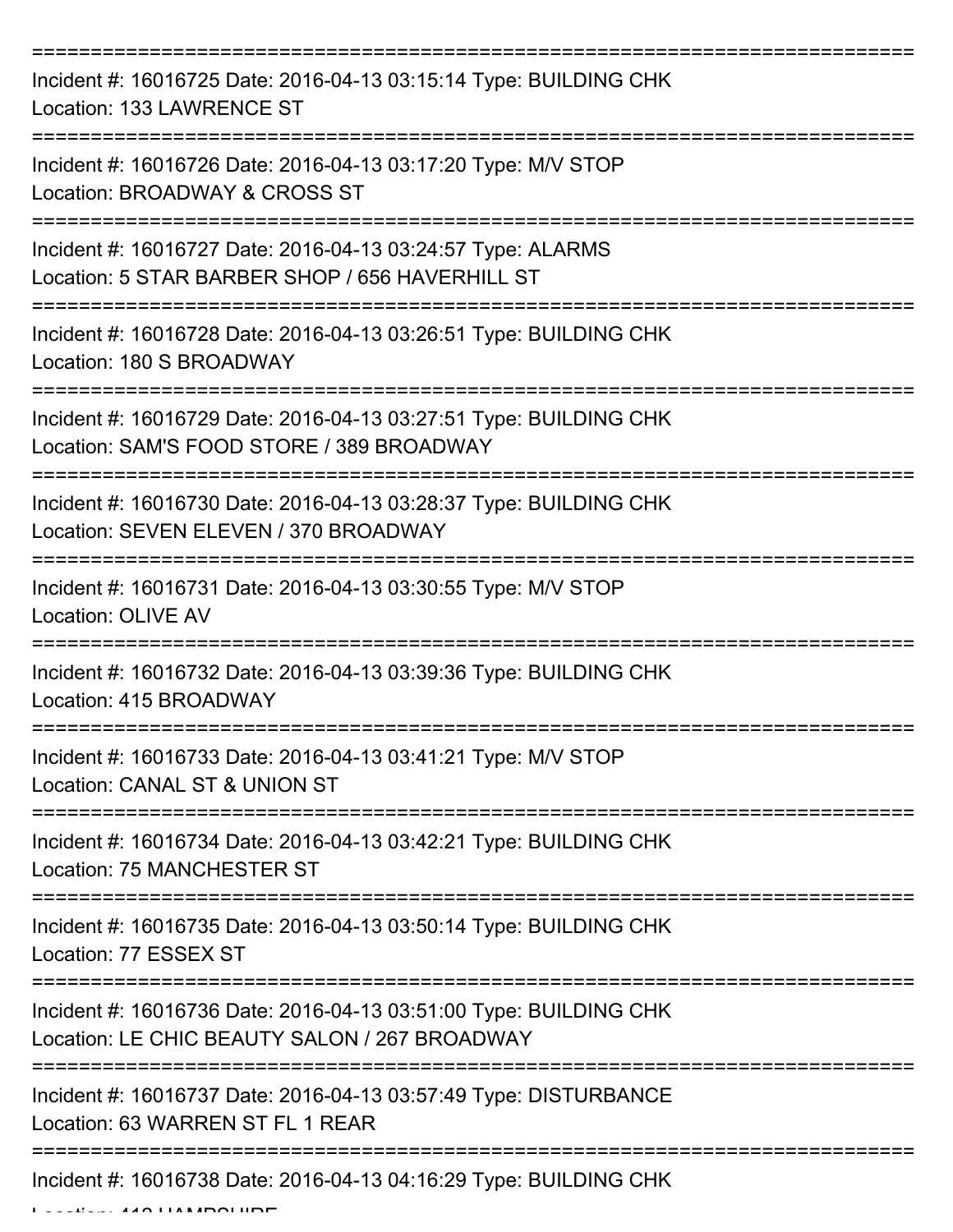===========================================================================

Incident #: 16016725 Date: 2016-04-13 03:15:14 Type: BUILDING CHK
Location: 133 LAWRENCE ST

===========================================================================

Incident #: 16016726 Date: 2016-04-13 03:17:20 Type: M/V STOP
Location: BROADWAY & CROSS ST

===========================================================================

Incident #: 16016727 Date: 2016-04-13 03:24:57 Type: ALARMS
Location: 5 STAR BARBER SHOP / 656 HAVERHILL ST

===========================================================================

Incident #: 16016728 Date: 2016-04-13 03:26:51 Type: BUILDING CHK
Location: 180 S BROADWAY

===========================================================================

Incident #: 16016729 Date: 2016-04-13 03:27:51 Type: BUILDING CHK
Location: SAM'S FOOD STORE / 389 BROADWAY

===========================================================================

Incident #: 16016730 Date: 2016-04-13 03:28:37 Type: BUILDING CHK
Location: SEVEN ELEVEN / 370 BROADWAY

===========================================================================

Incident #: 16016731 Date: 2016-04-13 03:30:55 Type: M/V STOP
Location: OLIVE AV

===========================================================================

Incident #: 16016732 Date: 2016-04-13 03:39:36 Type: BUILDING CHK
Location: 415 BROADWAY

===========================================================================

Incident #: 16016733 Date: 2016-04-13 03:41:21 Type: M/V STOP
Location: CANAL ST & UNION ST

===========================================================================

Incident #: 16016734 Date: 2016-04-13 03:42:21 Type: BUILDING CHK
Location: 75 MANCHESTER ST

===========================================================================

Incident #: 16016735 Date: 2016-04-13 03:50:14 Type: BUILDING CHK
Location: 77 ESSEX ST

===========================================================================

Incident #: 16016736 Date: 2016-04-13 03:51:00 Type: BUILDING CHK
Location: LE CHIC BEAUTY SALON / 267 BROADWAY

===========================================================================

Incident #: 16016737 Date: 2016-04-13 03:57:49 Type: DISTURBANCE
Location: 63 WARREN ST FL 1 REAR

===========================================================================

Incident #: 16016738 Date: 2016-04-13 04:16:29 Type: BUILDING CHK
Location: 413 HAMPSHIRE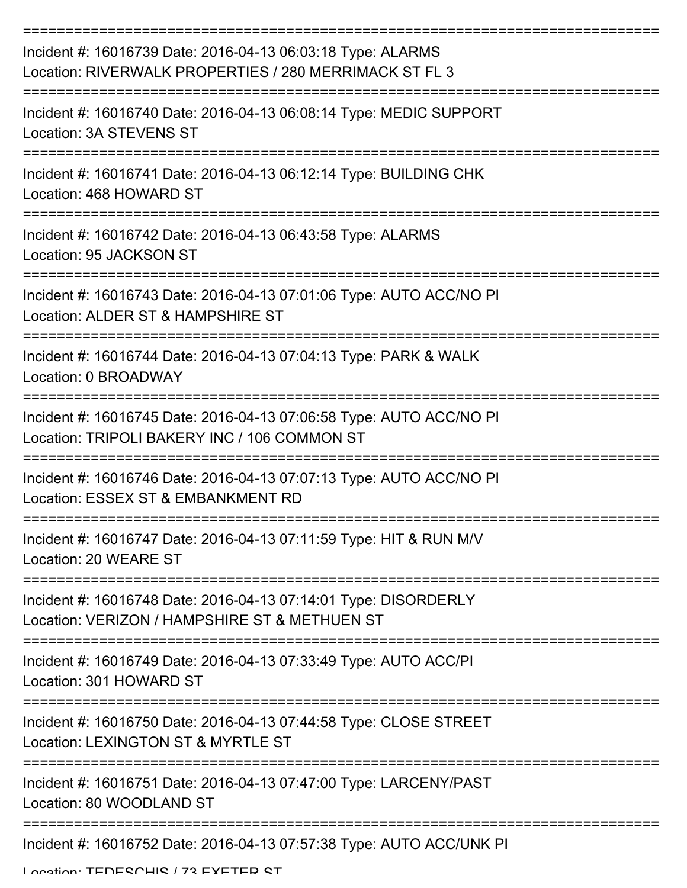===========================================================================
Incident #: 16016739 Date: 2016-04-13 06:03:18 Type: ALARMS
Location: RIVERWALK PROPERTIES / 280 MERRIMACK ST FL 3
===========================================================================
Incident #: 16016740 Date: 2016-04-13 06:08:14 Type: MEDIC SUPPORT
Location: 3A STEVENS ST
===========================================================================
Incident #: 16016741 Date: 2016-04-13 06:12:14 Type: BUILDING CHK
Location: 468 HOWARD ST
===========================================================================
Incident #: 16016742 Date: 2016-04-13 06:43:58 Type: ALARMS
Location: 95 JACKSON ST
===========================================================================
Incident #: 16016743 Date: 2016-04-13 07:01:06 Type: AUTO ACC/NO PI
Location: ALDER ST & HAMPSHIRE ST
===========================================================================
Incident #: 16016744 Date: 2016-04-13 07:04:13 Type: PARK & WALK
Location: 0 BROADWAY
===========================================================================
Incident #: 16016745 Date: 2016-04-13 07:06:58 Type: AUTO ACC/NO PI
Location: TRIPOLI BAKERY INC / 106 COMMON ST
===========================================================================
Incident #: 16016746 Date: 2016-04-13 07:07:13 Type: AUTO ACC/NO PI
Location: ESSEX ST & EMBANKMENT RD
===========================================================================
Incident #: 16016747 Date: 2016-04-13 07:11:59 Type: HIT & RUN M/V
Location: 20 WEARE ST
===========================================================================
Incident #: 16016748 Date: 2016-04-13 07:14:01 Type: DISORDERLY
Location: VERIZON / HAMPSHIRE ST & METHUEN ST
===========================================================================
Incident #: 16016749 Date: 2016-04-13 07:33:49 Type: AUTO ACC/PI
Location: 301 HOWARD ST
===========================================================================
Incident #: 16016750 Date: 2016-04-13 07:44:58 Type: CLOSE STREET
Location: LEXINGTON ST & MYRTLE ST
===========================================================================
Incident #: 16016751 Date: 2016-04-13 07:47:00 Type: LARCENY/PAST
Location: 80 WOODLAND ST
===========================================================================
Incident #: 16016752 Date: 2016-04-13 07:57:38 Type: AUTO ACC/UNK PI
Location: TEDESCHIS / 73 EXETER ST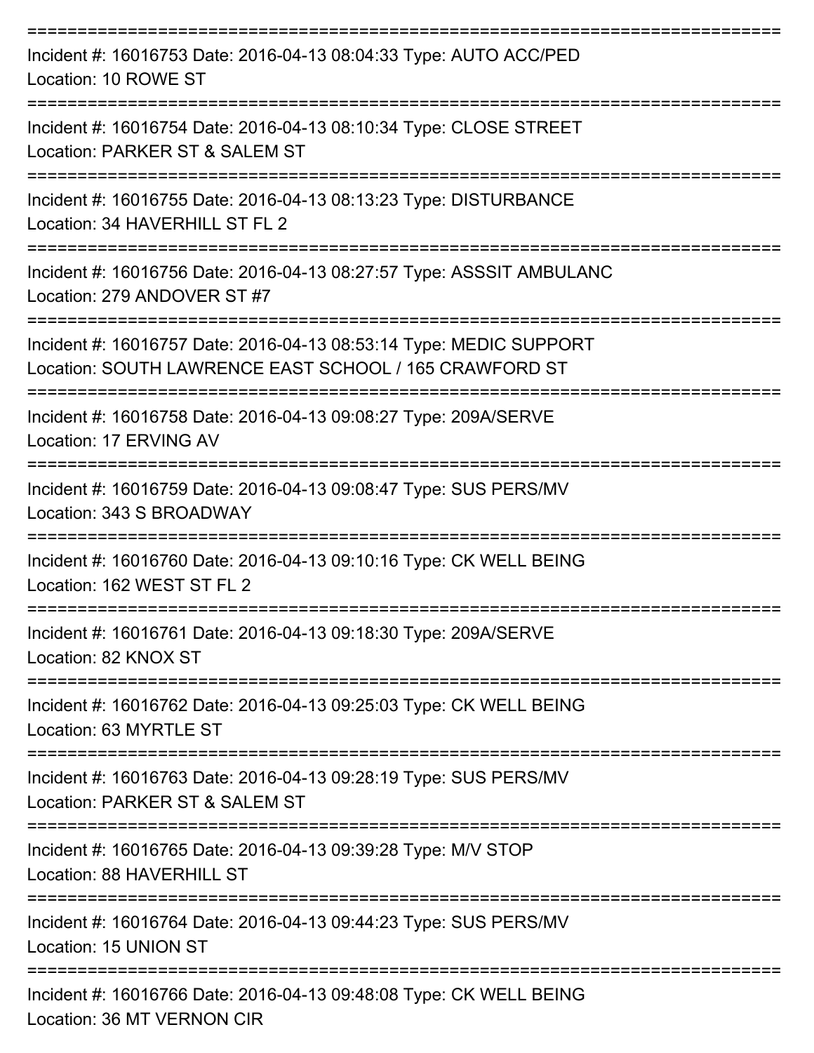===========================================================================
Incident #: 16016753 Date: 2016-04-13 08:04:33 Type: AUTO ACC/PED
Location: 10 ROWE ST
===========================================================================
Incident #: 16016754 Date: 2016-04-13 08:10:34 Type: CLOSE STREET
Location: PARKER ST & SALEM ST
===========================================================================
Incident #: 16016755 Date: 2016-04-13 08:13:23 Type: DISTURBANCE
Location: 34 HAVERHILL ST FL 2
===========================================================================
Incident #: 16016756 Date: 2016-04-13 08:27:57 Type: ASSSIT AMBULANC
Location: 279 ANDOVER ST #7
===========================================================================
Incident #: 16016757 Date: 2016-04-13 08:53:14 Type: MEDIC SUPPORT
Location: SOUTH LAWRENCE EAST SCHOOL / 165 CRAWFORD ST
===========================================================================
Incident #: 16016758 Date: 2016-04-13 09:08:27 Type: 209A/SERVE
Location: 17 ERVING AV
===========================================================================
Incident #: 16016759 Date: 2016-04-13 09:08:47 Type: SUS PERS/MV
Location: 343 S BROADWAY
===========================================================================
Incident #: 16016760 Date: 2016-04-13 09:10:16 Type: CK WELL BEING
Location: 162 WEST ST FL 2
===========================================================================
Incident #: 16016761 Date: 2016-04-13 09:18:30 Type: 209A/SERVE
Location: 82 KNOX ST
===========================================================================
Incident #: 16016762 Date: 2016-04-13 09:25:03 Type: CK WELL BEING
Location: 63 MYRTLE ST
===========================================================================
Incident #: 16016763 Date: 2016-04-13 09:28:19 Type: SUS PERS/MV
Location: PARKER ST & SALEM ST
===========================================================================
Incident #: 16016765 Date: 2016-04-13 09:39:28 Type: M/V STOP
Location: 88 HAVERHILL ST
===========================================================================
Incident #: 16016764 Date: 2016-04-13 09:44:23 Type: SUS PERS/MV
Location: 15 UNION ST
===========================================================================
Incident #: 16016766 Date: 2016-04-13 09:48:08 Type: CK WELL BEING
Location: 36 MT VERNON CIR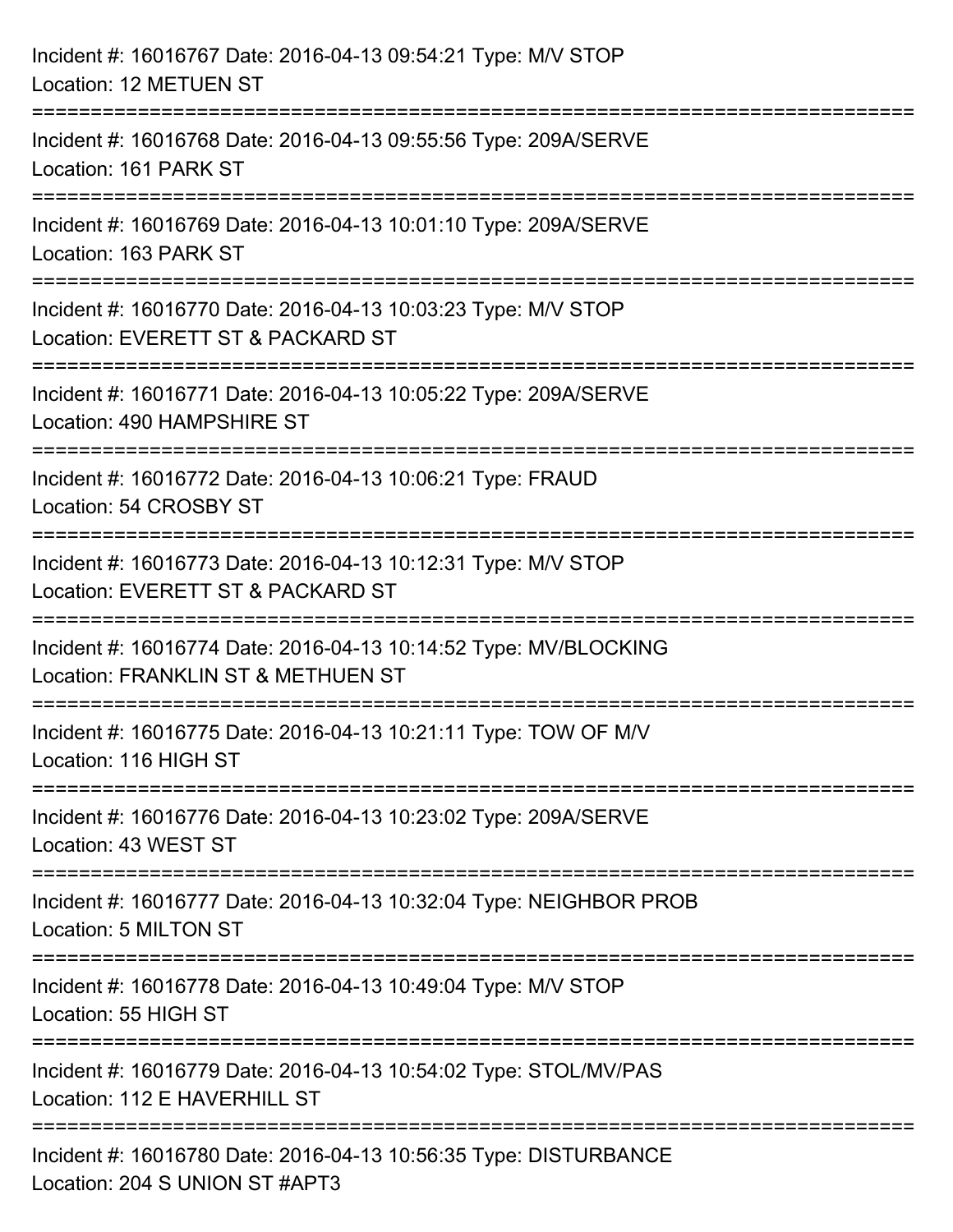Incident #: 16016767 Date: 2016-04-13 09:54:21 Type: M/V STOP
Location: 12 METUEN ST

===========================================================================

Incident #: 16016768 Date: 2016-04-13 09:55:56 Type: 209A/SERVE
Location: 161 PARK ST

===========================================================================

Incident #: 16016769 Date: 2016-04-13 10:01:10 Type: 209A/SERVE
Location: 163 PARK ST

===========================================================================

Incident #: 16016770 Date: 2016-04-13 10:03:23 Type: M/V STOP
Location: EVERETT ST & PACKARD ST

===========================================================================

Incident #: 16016771 Date: 2016-04-13 10:05:22 Type: 209A/SERVE
Location: 490 HAMPSHIRE ST

===========================================================================

Incident #: 16016772 Date: 2016-04-13 10:06:21 Type: FRAUD
Location: 54 CROSBY ST

===========================================================================

Incident #: 16016773 Date: 2016-04-13 10:12:31 Type: M/V STOP
Location: EVERETT ST & PACKARD ST

===========================================================================

Incident #: 16016774 Date: 2016-04-13 10:14:52 Type: MV/BLOCKING
Location: FRANKLIN ST & METHUEN ST

===========================================================================

Incident #: 16016775 Date: 2016-04-13 10:21:11 Type: TOW OF M/V
Location: 116 HIGH ST

===========================================================================

Incident #: 16016776 Date: 2016-04-13 10:23:02 Type: 209A/SERVE
Location: 43 WEST ST

===========================================================================

Incident #: 16016777 Date: 2016-04-13 10:32:04 Type: NEIGHBOR PROB
Location: 5 MILTON ST

===========================================================================

Incident #: 16016778 Date: 2016-04-13 10:49:04 Type: M/V STOP
Location: 55 HIGH ST

===========================================================================

Incident #: 16016779 Date: 2016-04-13 10:54:02 Type: STOL/MV/PAS
Location: 112 E HAVERHILL ST

===========================================================================

Incident #: 16016780 Date: 2016-04-13 10:56:35 Type: DISTURBANCE
Location: 204 S UNION ST #APT3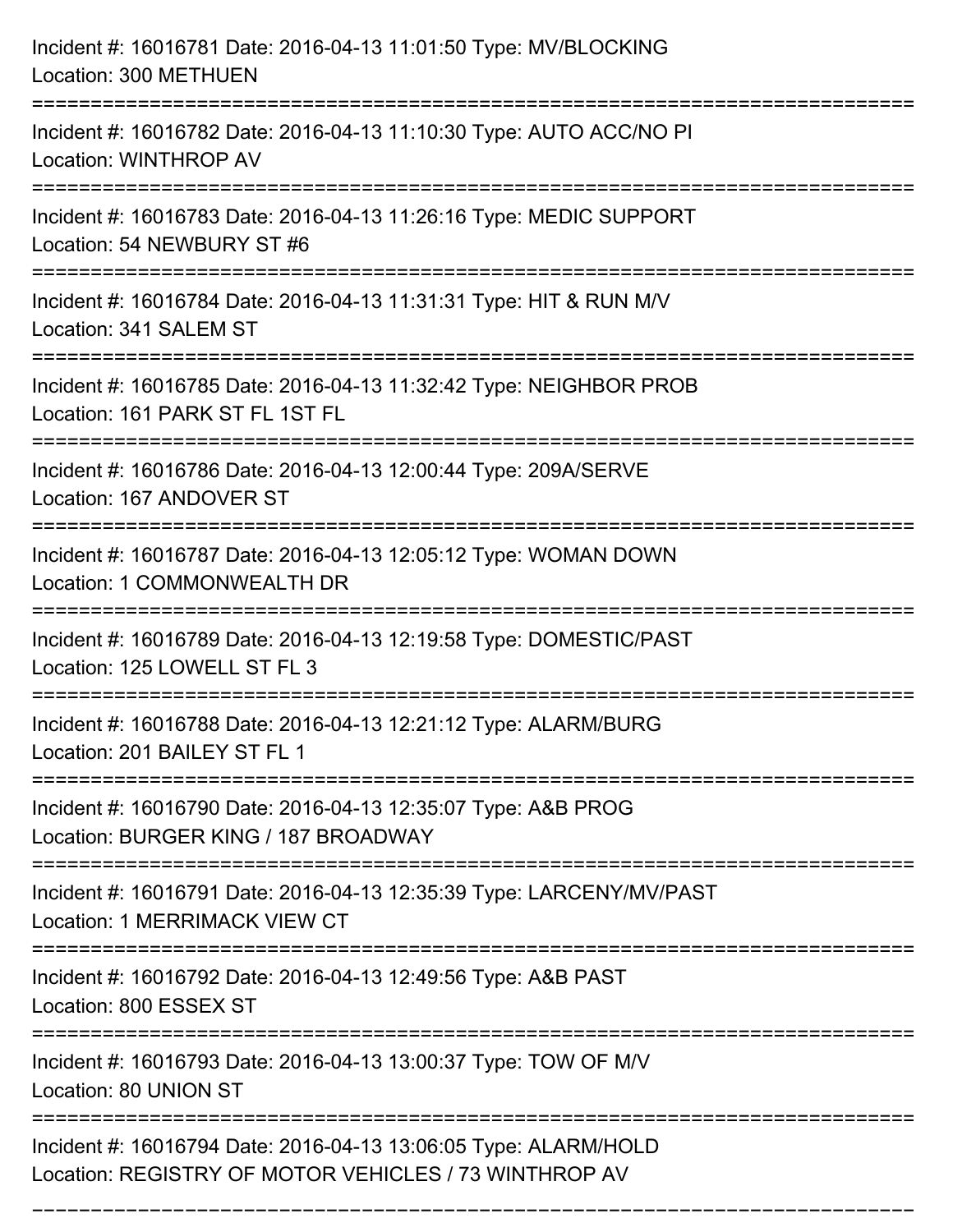Incident #: 16016781 Date: 2016-04-13 11:01:50 Type: MV/BLOCKING
Location: 300 METHUEN

===========================================================================

Incident #: 16016782 Date: 2016-04-13 11:10:30 Type: AUTO ACC/NO PI
Location: WINTHROP AV

===========================================================================

Incident #: 16016783 Date: 2016-04-13 11:26:16 Type: MEDIC SUPPORT
Location: 54 NEWBURY ST #6

===========================================================================

Incident #: 16016784 Date: 2016-04-13 11:31:31 Type: HIT & RUN M/V
Location: 341 SALEM ST

===========================================================================

Incident #: 16016785 Date: 2016-04-13 11:32:42 Type: NEIGHBOR PROB
Location: 161 PARK ST FL 1ST FL

===========================================================================

Incident #: 16016786 Date: 2016-04-13 12:00:44 Type: 209A/SERVE
Location: 167 ANDOVER ST

===========================================================================

Incident #: 16016787 Date: 2016-04-13 12:05:12 Type: WOMAN DOWN
Location: 1 COMMONWEALTH DR

===========================================================================

Incident #: 16016789 Date: 2016-04-13 12:19:58 Type: DOMESTIC/PAST
Location: 125 LOWELL ST FL 3

===========================================================================

Incident #: 16016788 Date: 2016-04-13 12:21:12 Type: ALARM/BURG
Location: 201 BAILEY ST FL 1

===========================================================================

Incident #: 16016790 Date: 2016-04-13 12:35:07 Type: A&B PROG
Location: BURGER KING / 187 BROADWAY

===========================================================================

Incident #: 16016791 Date: 2016-04-13 12:35:39 Type: LARCENY/MV/PAST
Location: 1 MERRIMACK VIEW CT

===========================================================================

Incident #: 16016792 Date: 2016-04-13 12:49:56 Type: A&B PAST
Location: 800 ESSEX ST

===========================================================================

Incident #: 16016793 Date: 2016-04-13 13:00:37 Type: TOW OF M/V
Location: 80 UNION ST

===========================================================================

Incident #: 16016794 Date: 2016-04-13 13:06:05 Type: ALARM/HOLD
Location: REGISTRY OF MOTOR VEHICLES / 73 WINTHROP AV

===========================================================================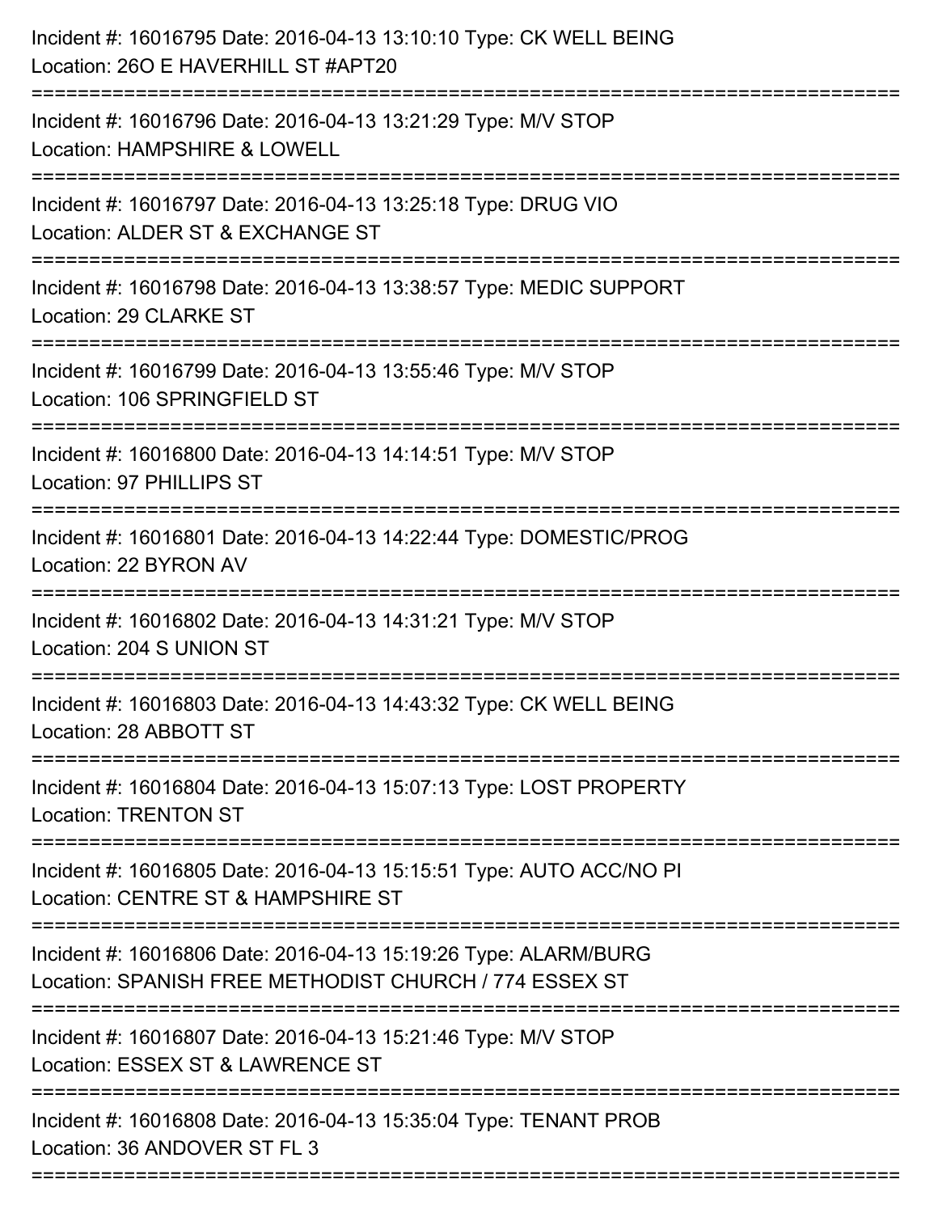Incident #: 16016795 Date: 2016-04-13 13:10:10 Type: CK WELL BEING
Location: 26O E HAVERHILL ST #APT20

===========================================================================

Incident #: 16016796 Date: 2016-04-13 13:21:29 Type: M/V STOP
Location: HAMPSHIRE & LOWELL

===========================================================================

Incident #: 16016797 Date: 2016-04-13 13:25:18 Type: DRUG VIO
Location: ALDER ST & EXCHANGE ST

===========================================================================

Incident #: 16016798 Date: 2016-04-13 13:38:57 Type: MEDIC SUPPORT
Location: 29 CLARKE ST

===========================================================================

Incident #: 16016799 Date: 2016-04-13 13:55:46 Type: M/V STOP
Location: 106 SPRINGFIELD ST

===========================================================================

Incident #: 16016800 Date: 2016-04-13 14:14:51 Type: M/V STOP
Location: 97 PHILLIPS ST

===========================================================================

Incident #: 16016801 Date: 2016-04-13 14:22:44 Type: DOMESTIC/PROG
Location: 22 BYRON AV

===========================================================================

Incident #: 16016802 Date: 2016-04-13 14:31:21 Type: M/V STOP
Location: 204 S UNION ST

===========================================================================

Incident #: 16016803 Date: 2016-04-13 14:43:32 Type: CK WELL BEING
Location: 28 ABBOTT ST

===========================================================================

Incident #: 16016804 Date: 2016-04-13 15:07:13 Type: LOST PROPERTY
Location: TRENTON ST

===========================================================================

Incident #: 16016805 Date: 2016-04-13 15:15:51 Type: AUTO ACC/NO PI
Location: CENTRE ST & HAMPSHIRE ST

===========================================================================

Incident #: 16016806 Date: 2016-04-13 15:19:26 Type: ALARM/BURG
Location: SPANISH FREE METHODIST CHURCH / 774 ESSEX ST

===========================================================================

Incident #: 16016807 Date: 2016-04-13 15:21:46 Type: M/V STOP
Location: ESSEX ST & LAWRENCE ST

===========================================================================

Incident #: 16016808 Date: 2016-04-13 15:35:04 Type: TENANT PROB
Location: 36 ANDOVER ST FL 3

===========================================================================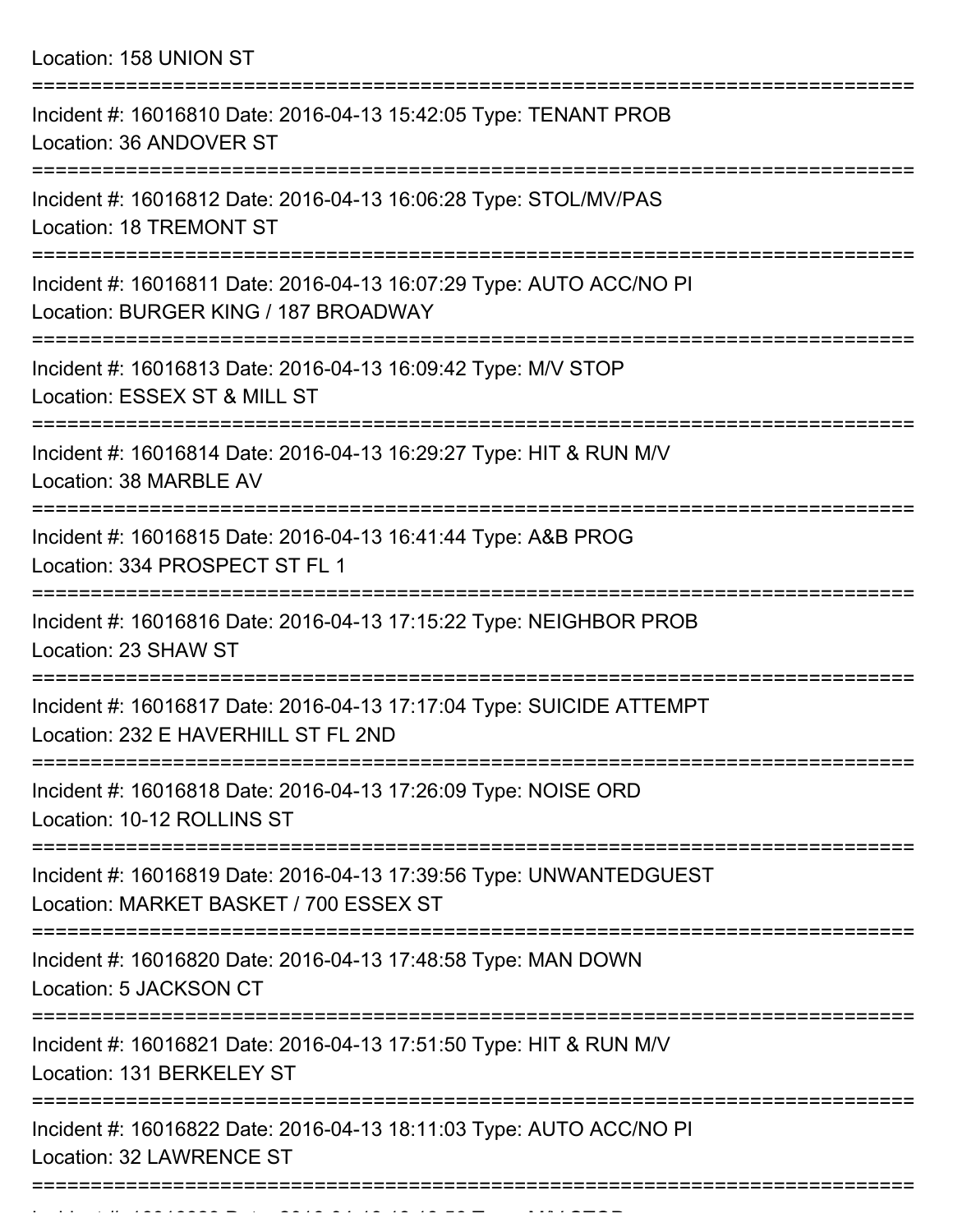Location: 158 UNION ST

===========================================================================

Incident #: 16016810 Date: 2016-04-13 15:42:05 Type: TENANT PROB
Location: 36 ANDOVER ST

===========================================================================

Incident #: 16016812 Date: 2016-04-13 16:06:28 Type: STOL/MV/PAS
Location: 18 TREMONT ST

===========================================================================

Incident #: 16016811 Date: 2016-04-13 16:07:29 Type: AUTO ACC/NO PI
Location: BURGER KING / 187 BROADWAY

===========================================================================

Incident #: 16016813 Date: 2016-04-13 16:09:42 Type: M/V STOP
Location: ESSEX ST & MILL ST

===========================================================================

Incident #: 16016814 Date: 2016-04-13 16:29:27 Type: HIT & RUN M/V
Location: 38 MARBLE AV

===========================================================================

Incident #: 16016815 Date: 2016-04-13 16:41:44 Type: A&B PROG
Location: 334 PROSPECT ST FL 1

===========================================================================

Incident #: 16016816 Date: 2016-04-13 17:15:22 Type: NEIGHBOR PROB
Location: 23 SHAW ST

===========================================================================

Incident #: 16016817 Date: 2016-04-13 17:17:04 Type: SUICIDE ATTEMPT
Location: 232 E HAVERHILL ST FL 2ND

===========================================================================

Incident #: 16016818 Date: 2016-04-13 17:26:09 Type: NOISE ORD
Location: 10-12 ROLLINS ST

===========================================================================

Incident #: 16016819 Date: 2016-04-13 17:39:56 Type: UNWANTEDGUEST
Location: MARKET BASKET / 700 ESSEX ST

===========================================================================

Incident #: 16016820 Date: 2016-04-13 17:48:58 Type: MAN DOWN
Location: 5 JACKSON CT

===========================================================================

Incident #: 16016821 Date: 2016-04-13 17:51:50 Type: HIT & RUN M/V
Location: 131 BERKELEY ST

===========================================================================

Incident #: 16016822 Date: 2016-04-13 18:11:03 Type: AUTO ACC/NO PI
Location: 32 LAWRENCE ST

===========================================================================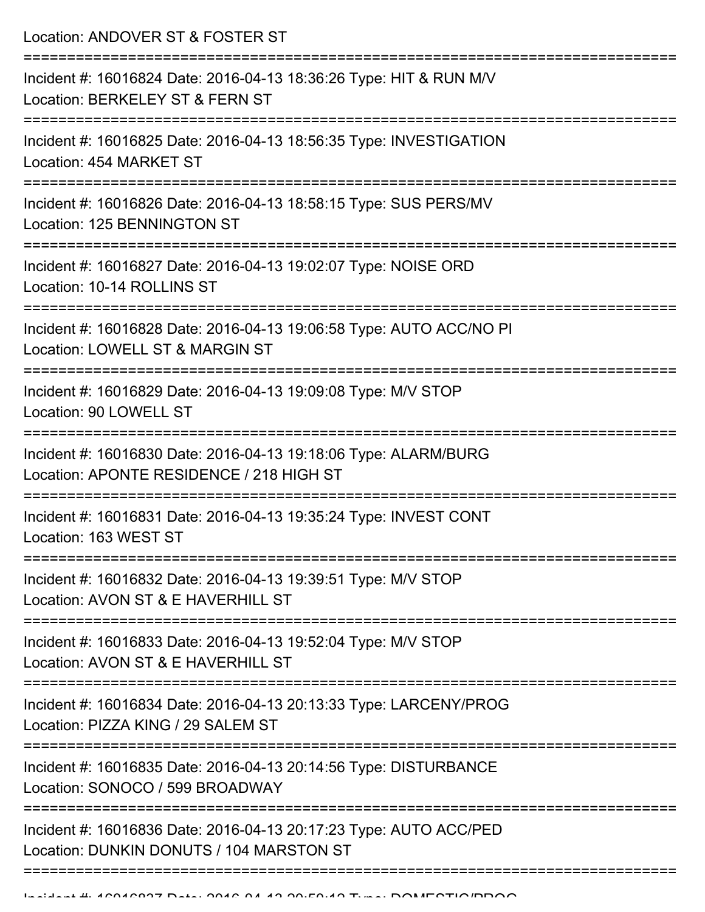Location: ANDOVER ST & FOSTER ST

===========================================================================

Incident #: 16016824 Date: 2016-04-13 18:36:26 Type: HIT & RUN M/V
Location: BERKELEY ST & FERN ST

===========================================================================

Incident #: 16016825 Date: 2016-04-13 18:56:35 Type: INVESTIGATION
Location: 454 MARKET ST

===========================================================================

Incident #: 16016826 Date: 2016-04-13 18:58:15 Type: SUS PERS/MV
Location: 125 BENNINGTON ST

===========================================================================

Incident #: 16016827 Date: 2016-04-13 19:02:07 Type: NOISE ORD
Location: 10-14 ROLLINS ST

===========================================================================

Incident #: 16016828 Date: 2016-04-13 19:06:58 Type: AUTO ACC/NO PI
Location: LOWELL ST & MARGIN ST

===========================================================================

Incident #: 16016829 Date: 2016-04-13 19:09:08 Type: M/V STOP
Location: 90 LOWELL ST

===========================================================================

Incident #: 16016830 Date: 2016-04-13 19:18:06 Type: ALARM/BURG
Location: APONTE RESIDENCE / 218 HIGH ST

===========================================================================

Incident #: 16016831 Date: 2016-04-13 19:35:24 Type: INVEST CONT
Location: 163 WEST ST

===========================================================================

Incident #: 16016832 Date: 2016-04-13 19:39:51 Type: M/V STOP
Location: AVON ST & E HAVERHILL ST

===========================================================================

Incident #: 16016833 Date: 2016-04-13 19:52:04 Type: M/V STOP
Location: AVON ST & E HAVERHILL ST

===========================================================================

Incident #: 16016834 Date: 2016-04-13 20:13:33 Type: LARCENY/PROG
Location: PIZZA KING / 29 SALEM ST

===========================================================================

Incident #: 16016835 Date: 2016-04-13 20:14:56 Type: DISTURBANCE
Location: SONOCO / 599 BROADWAY

===========================================================================

Incident #: 16016836 Date: 2016-04-13 20:17:23 Type: AUTO ACC/PED
Location: DUNKIN DONUTS / 104 MARSTON ST

===========================================================================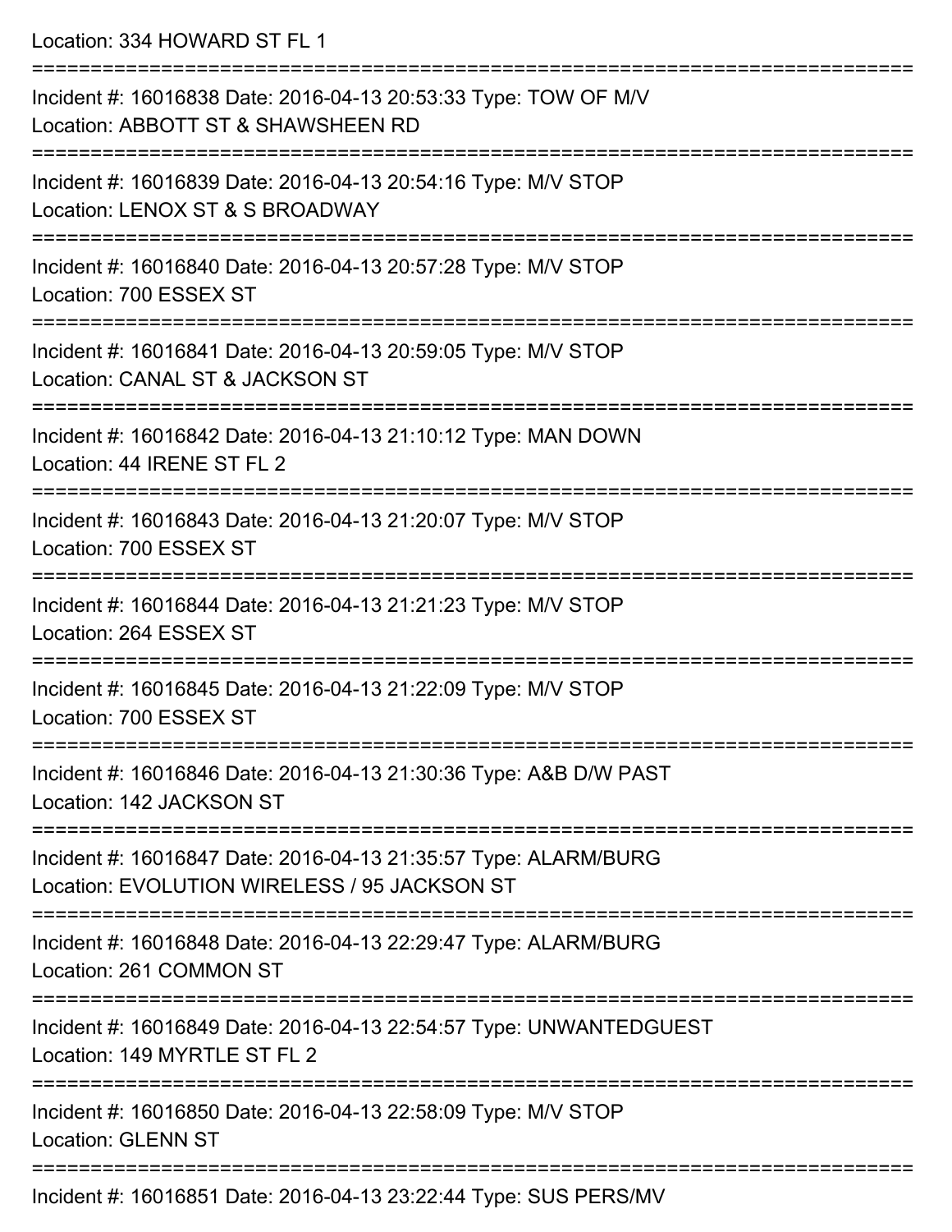Location: 334 HOWARD ST FL 1

===========================================================================

Incident #: 16016838 Date: 2016-04-13 20:53:33 Type: TOW OF M/V
Location: ABBOTT ST & SHAWSHEEN RD

===========================================================================

Incident #: 16016839 Date: 2016-04-13 20:54:16 Type: M/V STOP
Location: LENOX ST & S BROADWAY

===========================================================================

Incident #: 16016840 Date: 2016-04-13 20:57:28 Type: M/V STOP
Location: 700 ESSEX ST

===========================================================================

Incident #: 16016841 Date: 2016-04-13 20:59:05 Type: M/V STOP
Location: CANAL ST & JACKSON ST

===========================================================================

Incident #: 16016842 Date: 2016-04-13 21:10:12 Type: MAN DOWN
Location: 44 IRENE ST FL 2

===========================================================================

Incident #: 16016843 Date: 2016-04-13 21:20:07 Type: M/V STOP
Location: 700 ESSEX ST

===========================================================================

Incident #: 16016844 Date: 2016-04-13 21:21:23 Type: M/V STOP
Location: 264 ESSEX ST

===========================================================================

Incident #: 16016845 Date: 2016-04-13 21:22:09 Type: M/V STOP
Location: 700 ESSEX ST

===========================================================================

Incident #: 16016846 Date: 2016-04-13 21:30:36 Type: A&B D/W PAST
Location: 142 JACKSON ST

===========================================================================

Incident #: 16016847 Date: 2016-04-13 21:35:57 Type: ALARM/BURG
Location: EVOLUTION WIRELESS / 95 JACKSON ST

===========================================================================

Incident #: 16016848 Date: 2016-04-13 22:29:47 Type: ALARM/BURG
Location: 261 COMMON ST

===========================================================================

Incident #: 16016849 Date: 2016-04-13 22:54:57 Type: UNWANTEDGUEST
Location: 149 MYRTLE ST FL 2

===========================================================================

Incident #: 16016850 Date: 2016-04-13 22:58:09 Type: M/V STOP
Location: GLENN ST

===========================================================================

Incident #: 16016851 Date: 2016-04-13 23:22:44 Type: SUS PERS/MV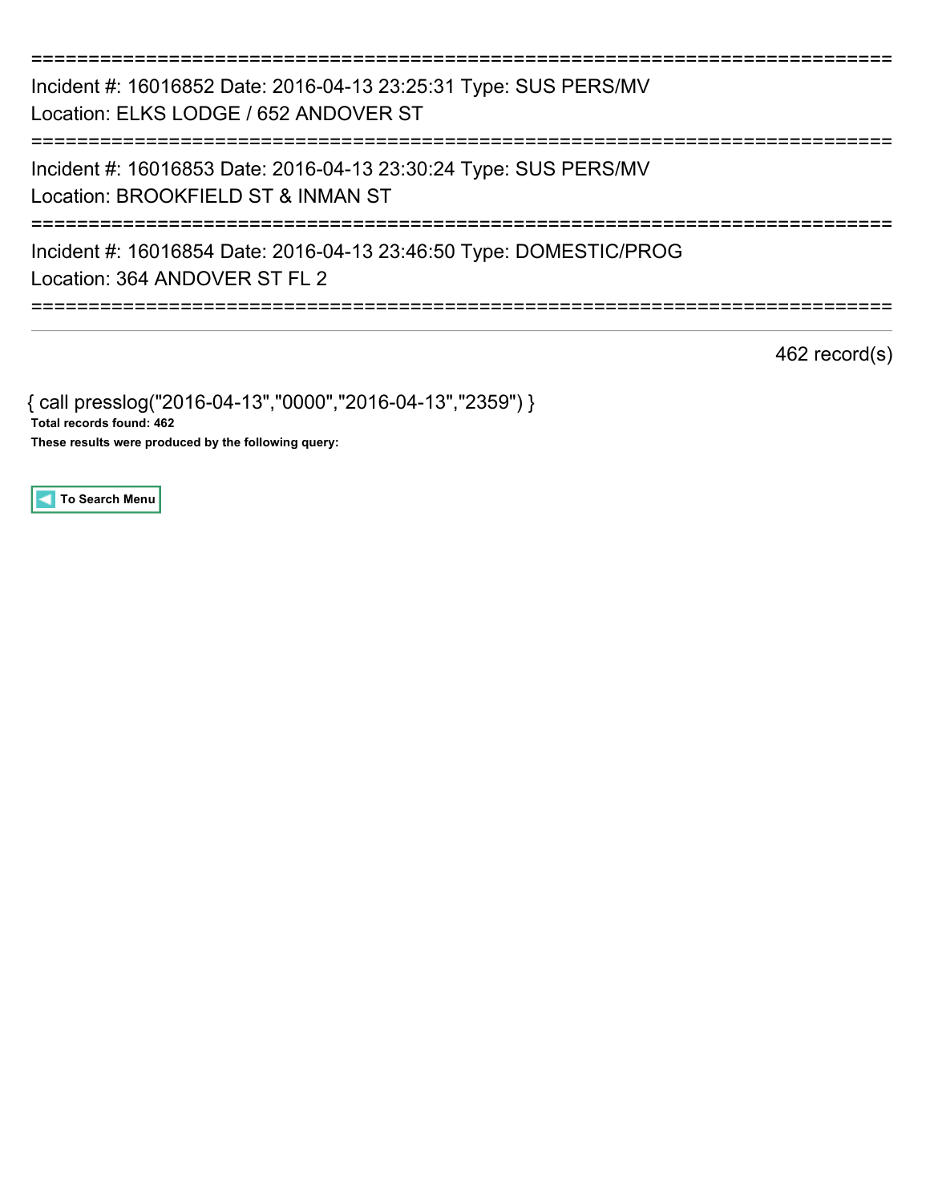===========================================================================

Incident #: 16016852 Date: 2016-04-13 23:25:31 Type: SUS PERS/MV
Location: ELKS LODGE / 652 ANDOVER ST

===========================================================================

Incident #: 16016853 Date: 2016-04-13 23:30:24 Type: SUS PERS/MV
Location: BROOKFIELD ST & INMAN ST

===========================================================================

Incident #: 16016854 Date: 2016-04-13 23:46:50 Type: DOMESTIC/PROG
Location: 364 ANDOVER ST FL 2

===========================================================================

462 record(s)

{ call presslog("2016-04-13","0000","2016-04-13","2359") }

**Total records found: 462**

**These results were produced by the following query:**

**To Search Menu**